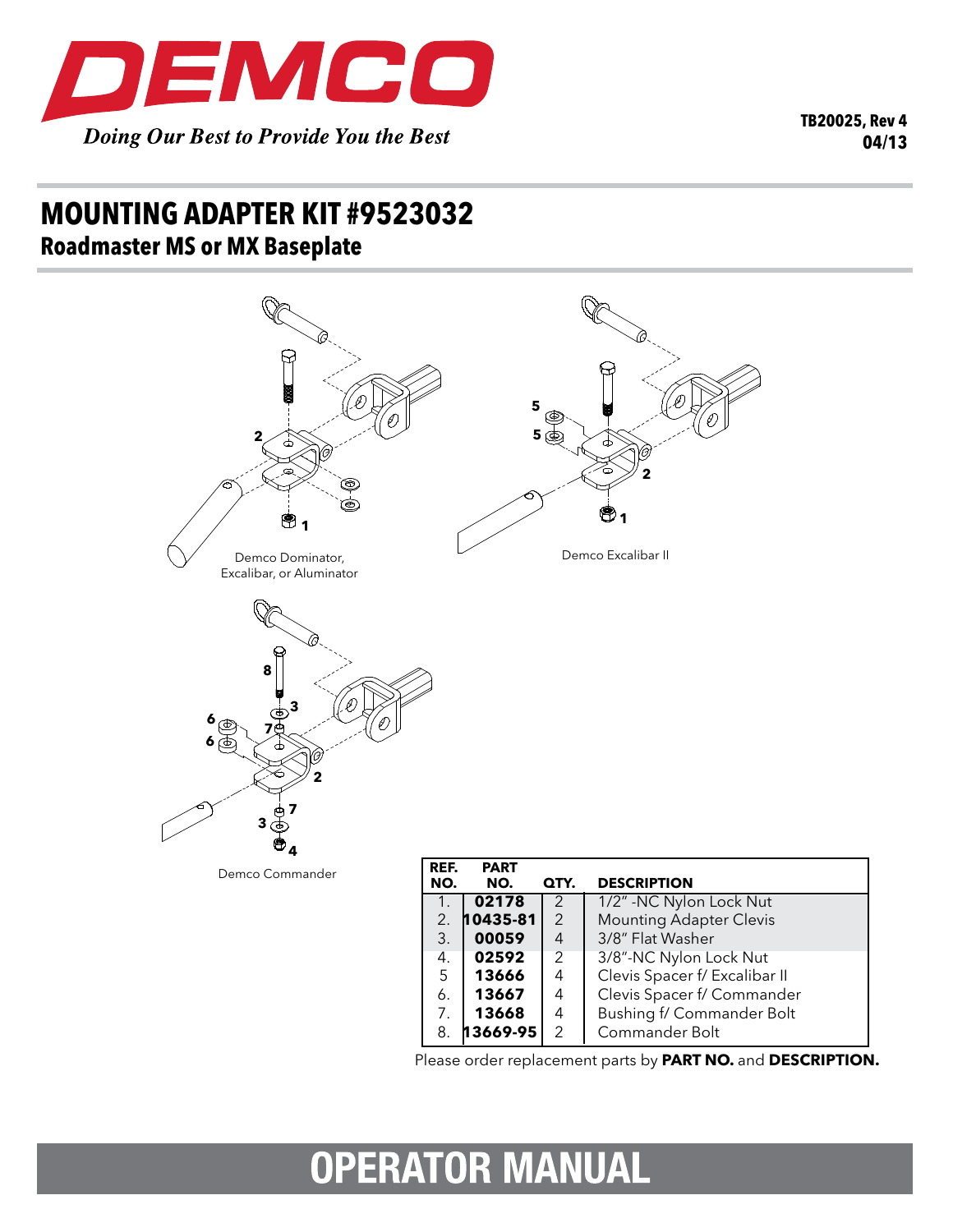**DEMCO**

*Doing Our Best to Provide You the Best*

**TB20025, Rev 4**
**04/13**

# MOUNTING ADAPTER KIT #9523032

## Roadmaster MS or MX Baseplate

Demco Dominator, Excalibar, or Aluminator

Demco Excalibar II

Demco Commander

| REF. NO. | PART NO. | QTY. | DESCRIPTION |
|---|---|---|---|
| 1. | **02178** | 2 | 1/2" -NC Nylon Lock Nut |
| 2. | **10435-81** | 2 | Mounting Adapter Clevis |
| 3. | **00059** | 4 | 3/8" Flat Washer |
| 4. | **02592** | 2 | 3/8"-NC Nylon Lock Nut |
| 5 | **13666** | 4 | Clevis Spacer f/ Excalibar II |
| 6. | **13667** | 4 | Clevis Spacer f/ Commander |
| 7. | **13668** | 4 | Bushing f/ Commander Bolt |
| 8. | **13669-95** | 2 | Commander Bolt |

Please order replacement parts by **PART NO.** and **DESCRIPTION.**

# OPERATOR MANUAL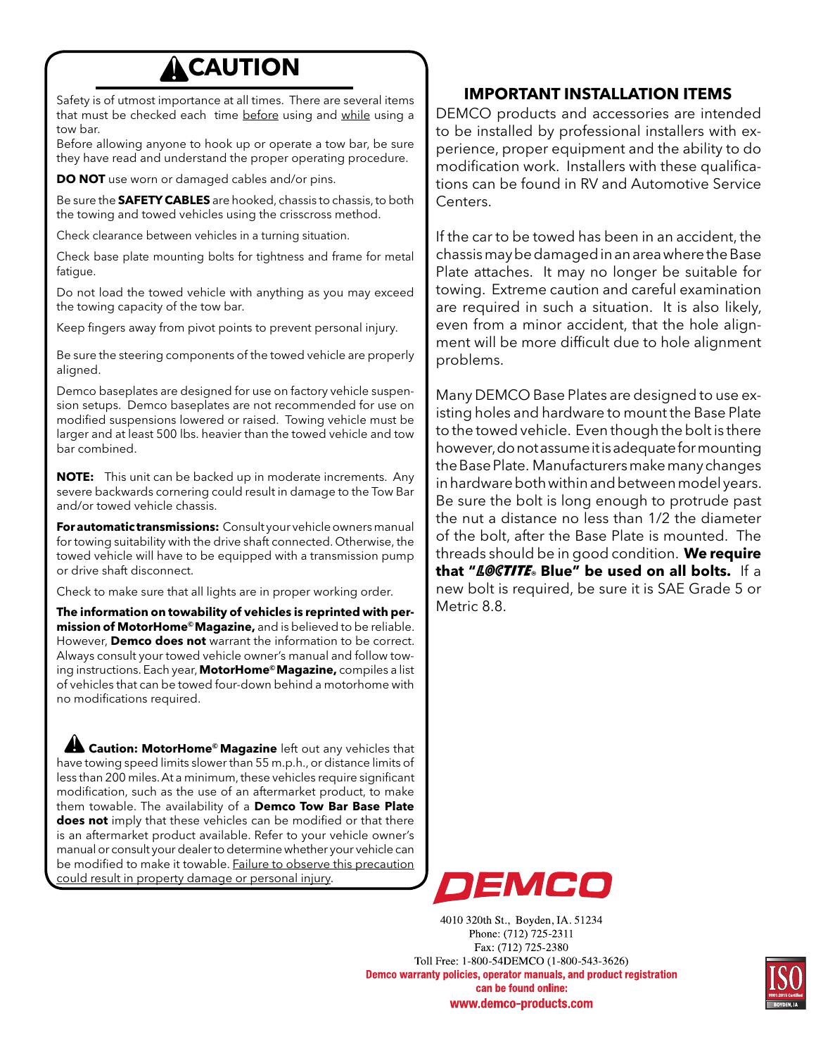# ⚠CAUTION

Safety is of utmost importance at all times. There are several items that must be checked each time before using and while using a tow bar.

Before allowing anyone to hook up or operate a tow bar, be sure they have read and understand the proper operating procedure.

**DO NOT** use worn or damaged cables and/or pins.

Be sure the **SAFETY CABLES** are hooked, chassis to chassis, to both the towing and towed vehicles using the crisscross method.

Check clearance between vehicles in a turning situation.

Check base plate mounting bolts for tightness and frame for metal fatigue.

Do not load the towed vehicle with anything as you may exceed the towing capacity of the tow bar.

Keep fingers away from pivot points to prevent personal injury.

Be sure the steering components of the towed vehicle are properly aligned.

Demco baseplates are designed for use on factory vehicle suspension setups. Demco baseplates are not recommended for use on modified suspensions lowered or raised. Towing vehicle must be larger and at least 500 lbs. heavier than the towed vehicle and tow bar combined.

**NOTE:** This unit can be backed up in moderate increments. Any severe backwards cornering could result in damage to the Tow Bar and/or towed vehicle chassis.

**For automatic transmissions:** Consult your vehicle owners manual for towing suitability with the drive shaft connected. Otherwise, the towed vehicle will have to be equipped with a transmission pump or drive shaft disconnect.

Check to make sure that all lights are in proper working order.

**The information on towability of vehicles is reprinted with permission of MotorHome© Magazine,** and is believed to be reliable. However, **Demco does not** warrant the information to be correct. Always consult your towed vehicle owner's manual and follow towing instructions. Each year, **MotorHome© Magazine,** compiles a list of vehicles that can be towed four-down behind a motorhome with no modifications required.

⚠ **Caution: MotorHome© Magazine** left out any vehicles that have towing speed limits slower than 55 m.p.h., or distance limits of less than 200 miles. At a minimum, these vehicles require significant modification, such as the use of an aftermarket product, to make them towable. The availability of a **Demco Tow Bar Base Plate does not** imply that these vehicles can be modified or that there is an aftermarket product available. Refer to your vehicle owner's manual or consult your dealer to determine whether your vehicle can be modified to make it towable. Failure to observe this precaution could result in property damage or personal injury.

## IMPORTANT INSTALLATION ITEMS

DEMCO products and accessories are intended to be installed by professional installers with experience, proper equipment and the ability to do modification work. Installers with these qualifications can be found in RV and Automotive Service Centers.

If the car to be towed has been in an accident, the chassis may be damaged in an area where the Base Plate attaches. It may no longer be suitable for towing. Extreme caution and careful examination are required in such a situation. It is also likely, even from a minor accident, that the hole alignment will be more difficult due to hole alignment problems.

Many DEMCO Base Plates are designed to use existing holes and hardware to mount the Base Plate to the towed vehicle. Even though the bolt is there however, do not assume it is adequate for mounting the Base Plate. Manufacturers make many changes in hardware both within and between model years. Be sure the bolt is long enough to protrude past the nut a distance no less than 1/2 the diameter of the bolt, after the Base Plate is mounted. The threads should be in good condition. **We require that "LOCTITE® Blue" be used on all bolts.** If a new bolt is required, be sure it is SAE Grade 5 or Metric 8.8.

DEMCO

4010 320th St., Boyden, IA. 51234
Phone: (712) 725-2311
Fax: (712) 725-2380
Toll Free: 1-800-54DEMCO (1-800-543-3626)

**Demco warranty policies, operator manuals, and product registration can be found online:**
**www.demco-products.com**

ISO 9001:2015 Certified
BOYDEN, IA